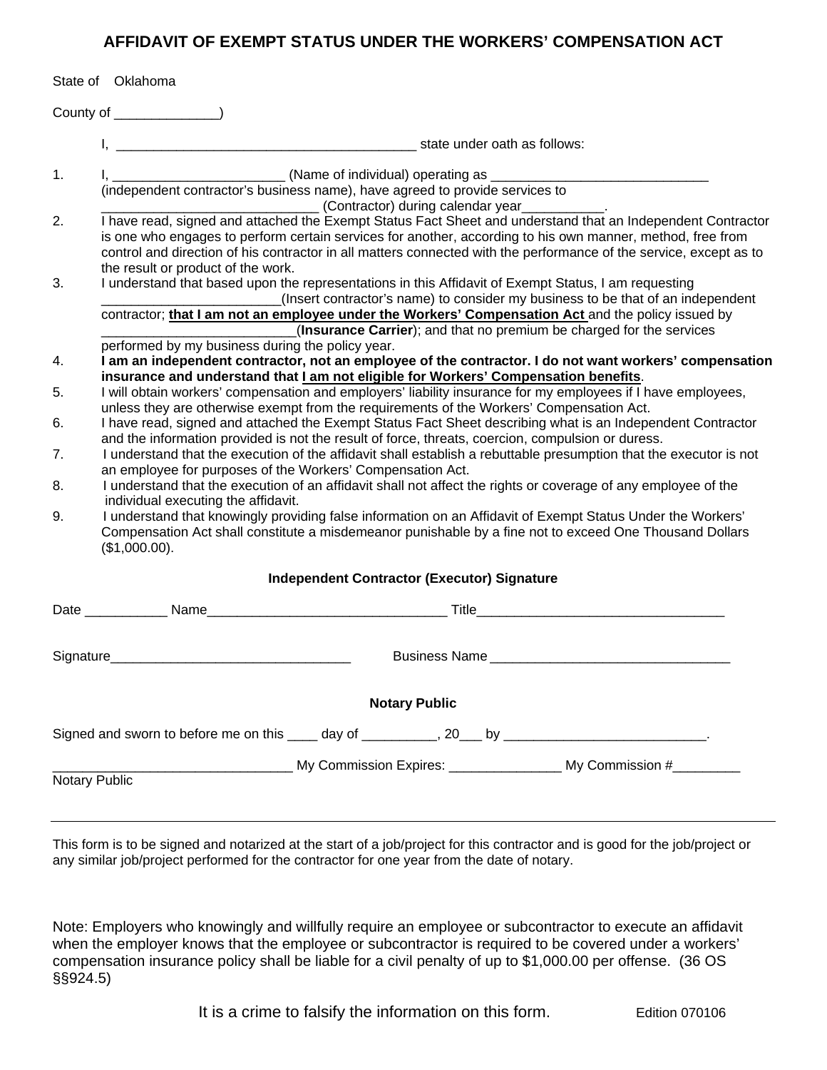# AFFIDAVIT OF EXEMPT STATUS UNDER THE WORKERS' COMPENSATION ACT

State of Oklahoma

County of ______________)

I, ________________________________________ state under oath as follows:

1. I, _______________________ (Name of individual) operating as _____________________________ (independent contractor's business name), have agreed to provide services to _____________________________ (Contractor) during calendar year___________.
2. I have read, signed and attached the Exempt Status Fact Sheet and understand that an Independent Contractor is one who engages to perform certain services for another, according to his own manner, method, free from control and direction of his contractor in all matters connected with the performance of the service, except as to the result or product of the work.
3. I understand that based upon the representations in this Affidavit of Exempt Status, I am requesting ________________________(Insert contractor's name) to consider my business to be that of an independent contractor; **that I am not an employee under the Workers' Compensation Act** and the policy issued by __________________________(**Insurance Carrier**); and that no premium be charged for the services performed by my business during the policy year.
4. **I am an independent contractor, not an employee of the contractor. I do not want workers' compensation insurance and understand that I am not eligible for Workers' Compensation benefits**.
5. I will obtain workers' compensation and employers' liability insurance for my employees if I have employees, unless they are otherwise exempt from the requirements of the Workers' Compensation Act.
6. I have read, signed and attached the Exempt Status Fact Sheet describing what is an Independent Contractor and the information provided is not the result of force, threats, coercion, compulsion or duress.
7. I understand that the execution of the affidavit shall establish a rebuttable presumption that the executor is not an employee for purposes of the Workers' Compensation Act.
8. I understand that the execution of an affidavit shall not affect the rights or coverage of any employee of the individual executing the affidavit.
9. I understand that knowingly providing false information on an Affidavit of Exempt Status Under the Workers' Compensation Act shall constitute a misdemeanor punishable by a fine not to exceed One Thousand Dollars ($1,000.00).

**Independent Contractor (Executor) Signature**

Date ___________ Name________________________________ Title_________________________________

Signature________________________________ Business Name ________________________________

**Notary Public**

Signed and sworn to before me on this ____ day of __________, 20___ by ___________________________.

________________________________ My Commission Expires: _______________ My Commission #_________
Notary Public

---

This form is to be signed and notarized at the start of a job/project for this contractor and is good for the job/project or any similar job/project performed for the contractor for one year from the date of notary.

Note: Employers who knowingly and willfully require an employee or subcontractor to execute an affidavit when the employer knows that the employee or subcontractor is required to be covered under a workers' compensation insurance policy shall be liable for a civil penalty of up to $1,000.00 per offense. (36 OS §§924.5)

It is a crime to falsify the information on this form. Edition 070106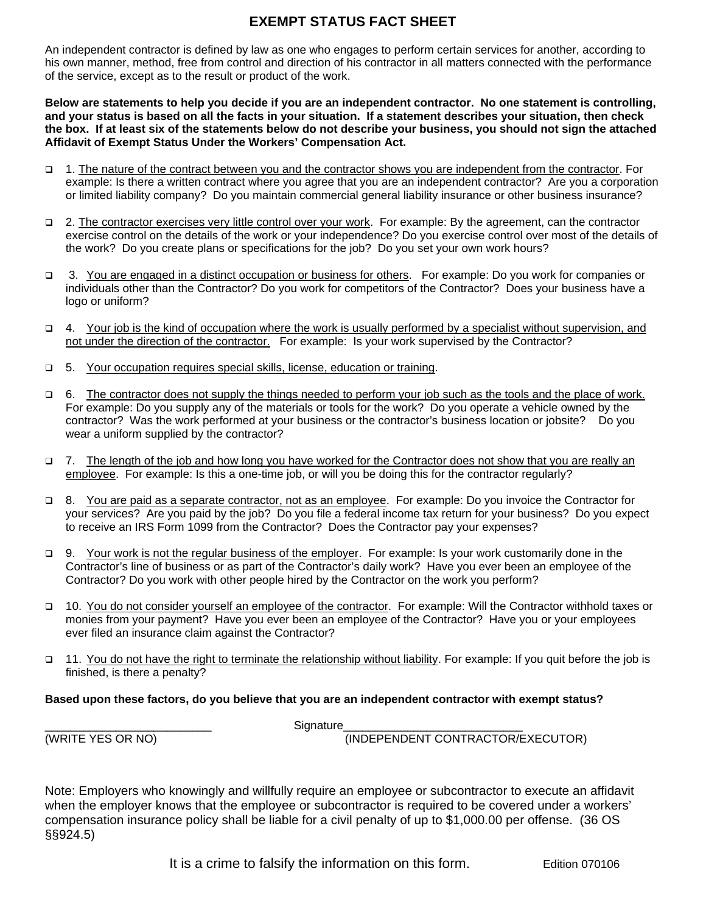# EXEMPT STATUS FACT SHEET

An independent contractor is defined by law as one who engages to perform certain services for another, according to his own manner, method, free from control and direction of his contractor in all matters connected with the performance of the service, except as to the result or product of the work.

**Below are statements to help you decide if you are an independent contractor. No one statement is controlling, and your status is based on all the facts in your situation. If a statement describes your situation, then check the box. If at least six of the statements below do not describe your business, you should not sign the attached Affidavit of Exempt Status Under the Workers' Compensation Act.**

- ☐ 1. <u>The nature of the contract between you and the contractor shows you are independent from the contractor</u>. For example: Is there a written contract where you agree that you are an independent contractor? Are you a corporation or limited liability company? Do you maintain commercial general liability insurance or other business insurance?

- ☐ 2. <u>The contractor exercises very little control over your work</u>. For example: By the agreement, can the contractor exercise control on the details of the work or your independence? Do you exercise control over most of the details of the work? Do you create plans or specifications for the job? Do you set your own work hours?

- ☐ 3. <u>You are engaged in a distinct occupation or business for others</u>. For example: Do you work for companies or individuals other than the Contractor? Do you work for competitors of the Contractor? Does your business have a logo or uniform?

- ☐ 4. <u>Your job is the kind of occupation where the work is usually performed by a specialist without supervision, and not under the direction of the contractor.</u> For example: Is your work supervised by the Contractor?

- ☐ 5. <u>Your occupation requires special skills, license, education or training</u>.

- ☐ 6. <u>The contractor does not supply the things needed to perform your job such as the tools and the place of work.</u> For example: Do you supply any of the materials or tools for the work? Do you operate a vehicle owned by the contractor? Was the work performed at your business or the contractor's business location or jobsite? Do you wear a uniform supplied by the contractor?

- ☐ 7. <u>The length of the job and how long you have worked for the Contractor does not show that you are really an employee</u>. For example: Is this a one-time job, or will you be doing this for the contractor regularly?

- ☐ 8. <u>You are paid as a separate contractor, not as an employee</u>. For example: Do you invoice the Contractor for your services? Are you paid by the job? Do you file a federal income tax return for your business? Do you expect to receive an IRS Form 1099 from the Contractor? Does the Contractor pay your expenses?

- ☐ 9. <u>Your work is not the regular business of the employer</u>. For example: Is your work customarily done in the Contractor's line of business or as part of the Contractor's daily work? Have you ever been an employee of the Contractor? Do you work with other people hired by the Contractor on the work you perform?

- ☐ 10. <u>You do not consider yourself an employee of the contractor</u>. For example: Will the Contractor withhold taxes or monies from your payment? Have you ever been an employee of the Contractor? Have you or your employees ever filed an insurance claim against the Contractor?

- ☐ 11. <u>You do not have the right to terminate the relationship without liability</u>. For example: If you quit before the job is finished, is there a penalty?

**Based upon these factors, do you believe that you are an independent contractor with exempt status?**

\_\_\_\_\_\_\_\_\_\_\_\_\_\_\_\_\_\_\_\_\_\_\_\_\_\_ Signature\_\_\_\_\_\_\_\_\_\_\_\_\_\_\_\_\_\_\_\_\_\_\_\_\_\_\_\_
(WRITE YES OR NO) (INDEPENDENT CONTRACTOR/EXECUTOR)

Note: Employers who knowingly and willfully require an employee or subcontractor to execute an affidavit when the employer knows that the employee or subcontractor is required to be covered under a workers' compensation insurance policy shall be liable for a civil penalty of up to $1,000.00 per offense. (36 OS §§924.5)

It is a crime to falsify the information on this form. Edition 070106